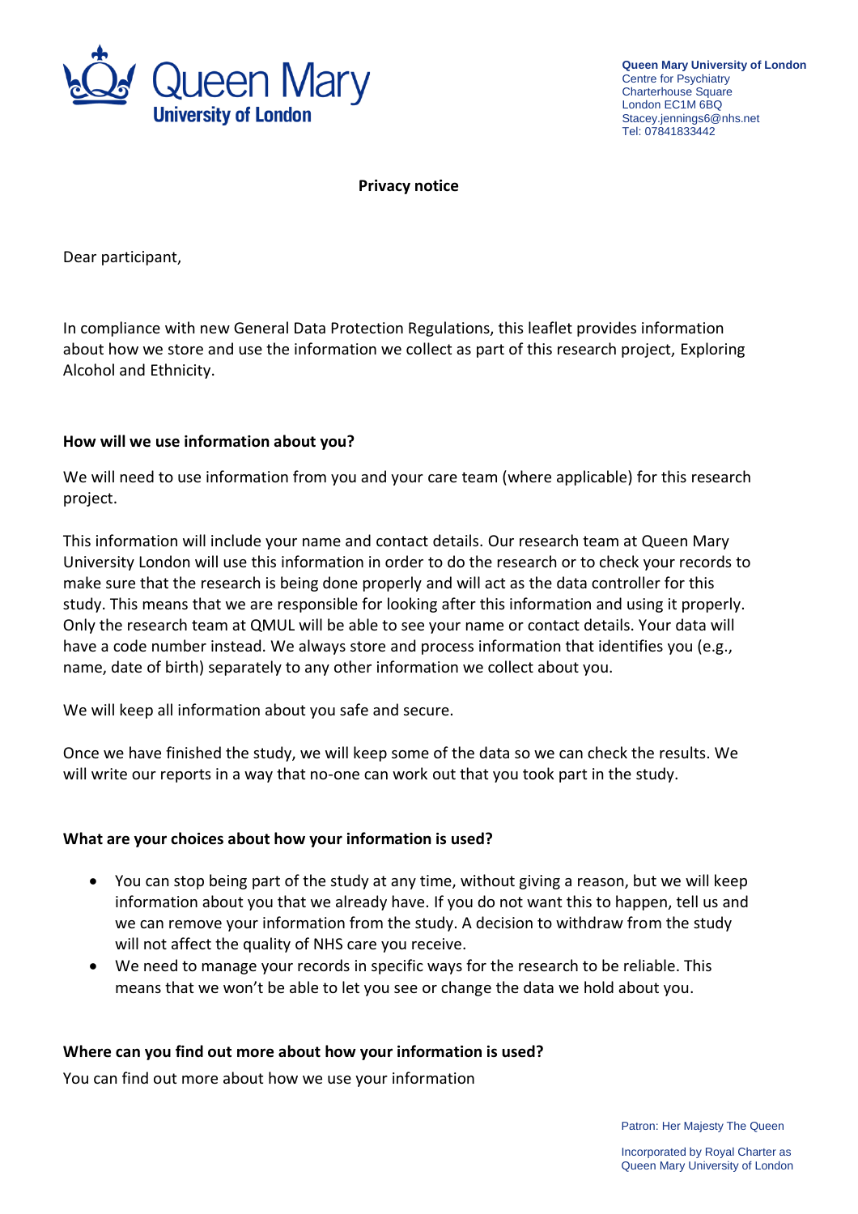Queen Mary University of London
Centre for Psychiatry
Charterhouse Square
London EC1M 6BQ
Stacey.jennings6@nhs.net
Tel: 07841833442

**Privacy notice**

Dear participant,

In compliance with new General Data Protection Regulations, this leaflet provides information about how we store and use the information we collect as part of this research project, Exploring Alcohol and Ethnicity.

**How will we use information about you?**

We will need to use information from you and your care team (where applicable) for this research project.

This information will include your name and contact details. Our research team at Queen Mary University London will use this information in order to do the research or to check your records to make sure that the research is being done properly and will act as the data controller for this study. This means that we are responsible for looking after this information and using it properly. Only the research team at QMUL will be able to see your name or contact details. Your data will have a code number instead. We always store and process information that identifies you (e.g., name, date of birth) separately to any other information we collect about you.

We will keep all information about you safe and secure.

Once we have finished the study, we will keep some of the data so we can check the results. We will write our reports in a way that no-one can work out that you took part in the study.

**What are your choices about how your information is used?**

- You can stop being part of the study at any time, without giving a reason, but we will keep information about you that we already have. If you do not want this to happen, tell us and we can remove your information from the study. A decision to withdraw from the study will not affect the quality of NHS care you receive.
- We need to manage your records in specific ways for the research to be reliable. This means that we won't be able to let you see or change the data we hold about you.

**Where can you find out more about how your information is used?**

You can find out more about how we use your information

Patron: Her Majesty The Queen

Incorporated by Royal Charter as Queen Mary University of London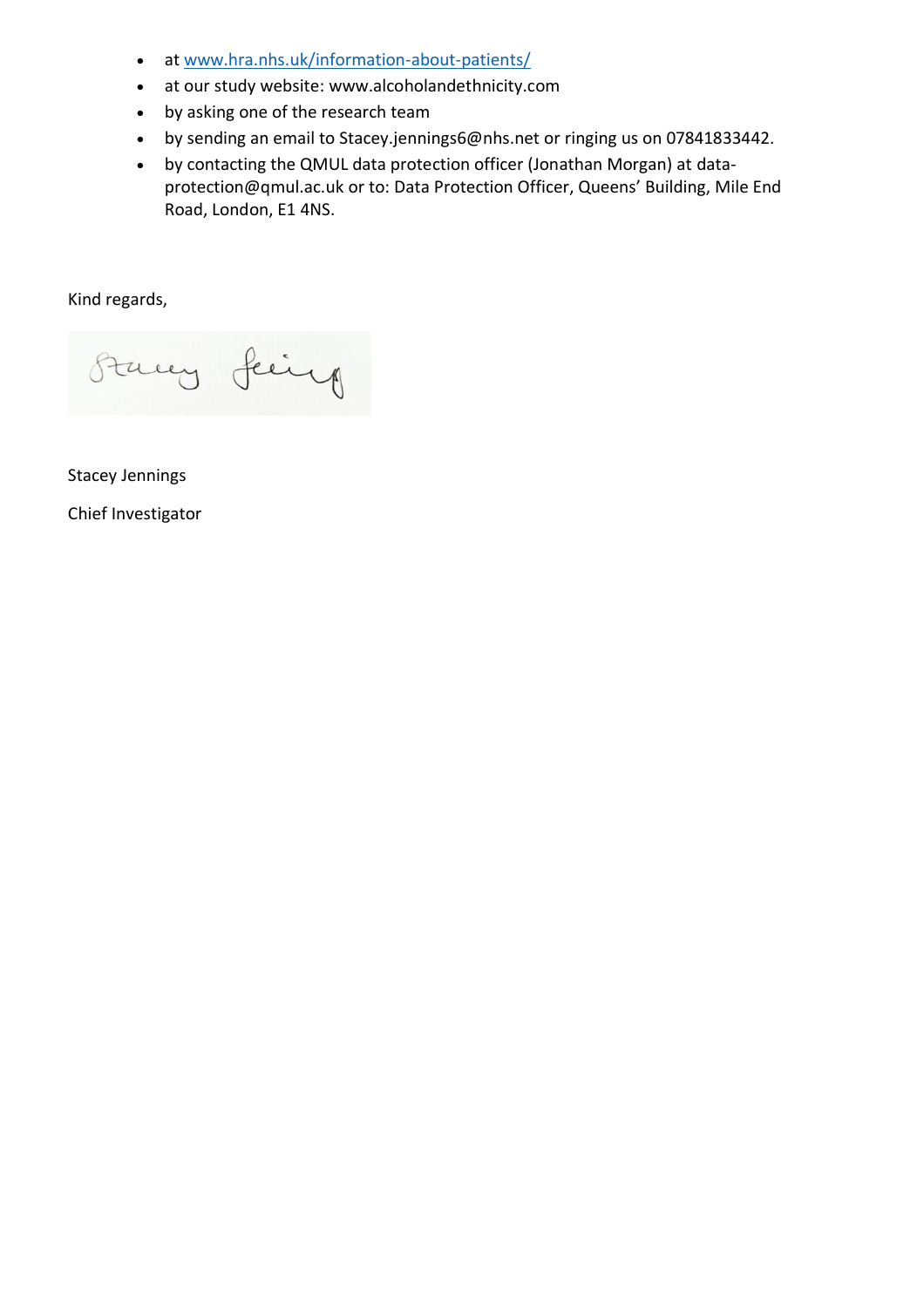- at www.hra.nhs.uk/information-about-patients/
- at our study website: www.alcoholandethnicity.com
- by asking one of the research team
- by sending an email to Stacey.jennings6@nhs.net or ringing us on 07841833442.
- by contacting the QMUL data protection officer (Jonathan Morgan) at data-protection@qmul.ac.uk or to: Data Protection Officer, Queens' Building, Mile End Road, London, E1 4NS.

Kind regards,

Stacey Jennings

Chief Investigator